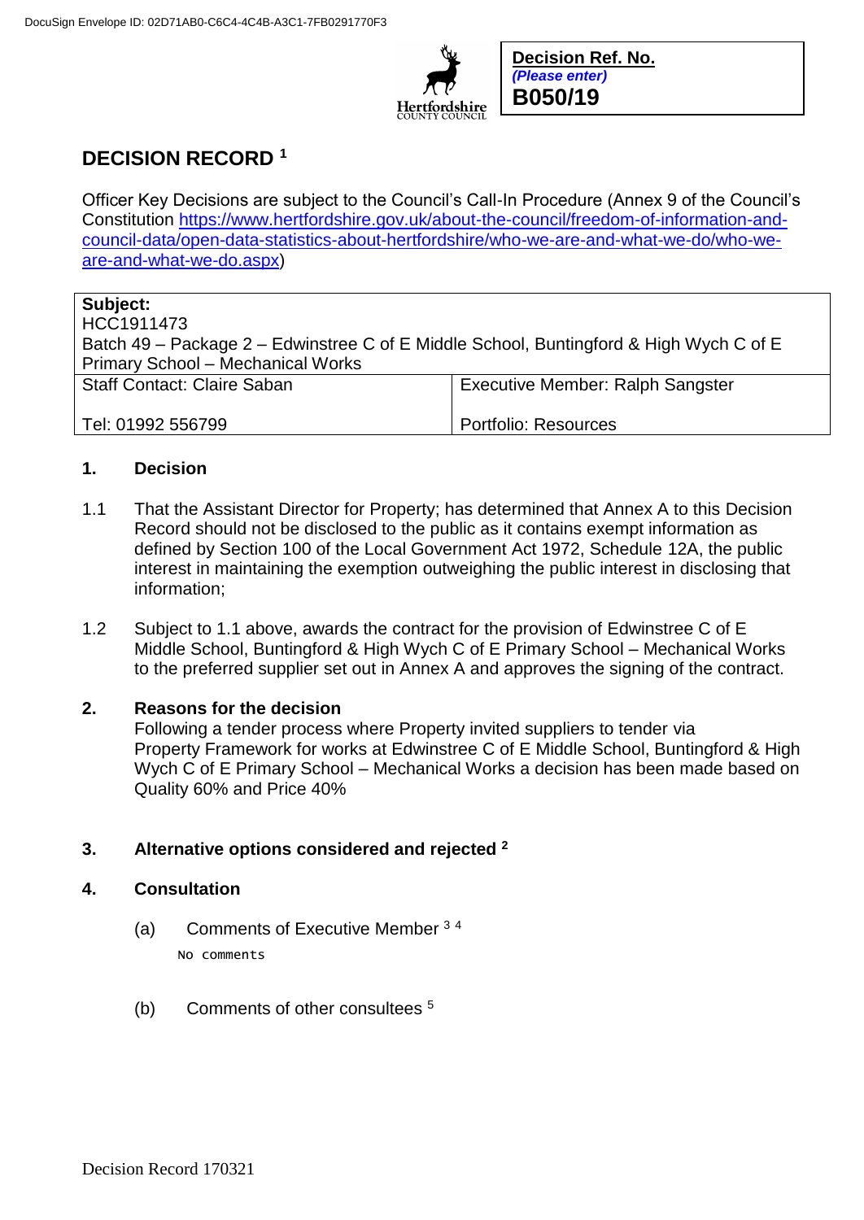Hertfordshire COUNTY COUNCIL

| **Decision Ref. No.** |
|---|
| ***(Please enter)*** |
| **B050/19** |

# DECISION RECORD [1]

Officer Key Decisions are subject to the Council's Call-In Procedure (Annex 9 of the Council's Constitution https://www.hertfordshire.gov.uk/about-the-council/freedom-of-information-and-council-data/open-data-statistics-about-hertfordshire/who-we-are-and-what-we-do/who-we-are-and-what-we-do.aspx)

| **Subject:** HCC1911473 Batch 49 – Package 2 – Edwinstree C of E Middle School, Buntingford & High Wych C of E Primary School – Mechanical Works | |
|---|---|
| Staff Contact: Claire Saban<br><br>Tel: 01992 556799 | Executive Member: Ralph Sangster<br><br>Portfolio: Resources |

## 1. Decision

1.1 That the Assistant Director for Property; has determined that Annex A to this Decision Record should not be disclosed to the public as it contains exempt information as defined by Section 100 of the Local Government Act 1972, Schedule 12A, the public interest in maintaining the exemption outweighing the public interest in disclosing that information;

1.2 Subject to 1.1 above, awards the contract for the provision of Edwinstree C of E Middle School, Buntingford & High Wych C of E Primary School – Mechanical Works to the preferred supplier set out in Annex A and approves the signing of the contract.

## 2. Reasons for the decision

Following a tender process where Property invited suppliers to tender via Property Framework for works at Edwinstree C of E Middle School, Buntingford & High Wych C of E Primary School – Mechanical Works a decision has been made based on Quality 60% and Price 40%

## 3. Alternative options considered and rejected [2]

## 4. Consultation

(a) Comments of Executive Member [3] [4]

No comments

(b) Comments of other consultees [5]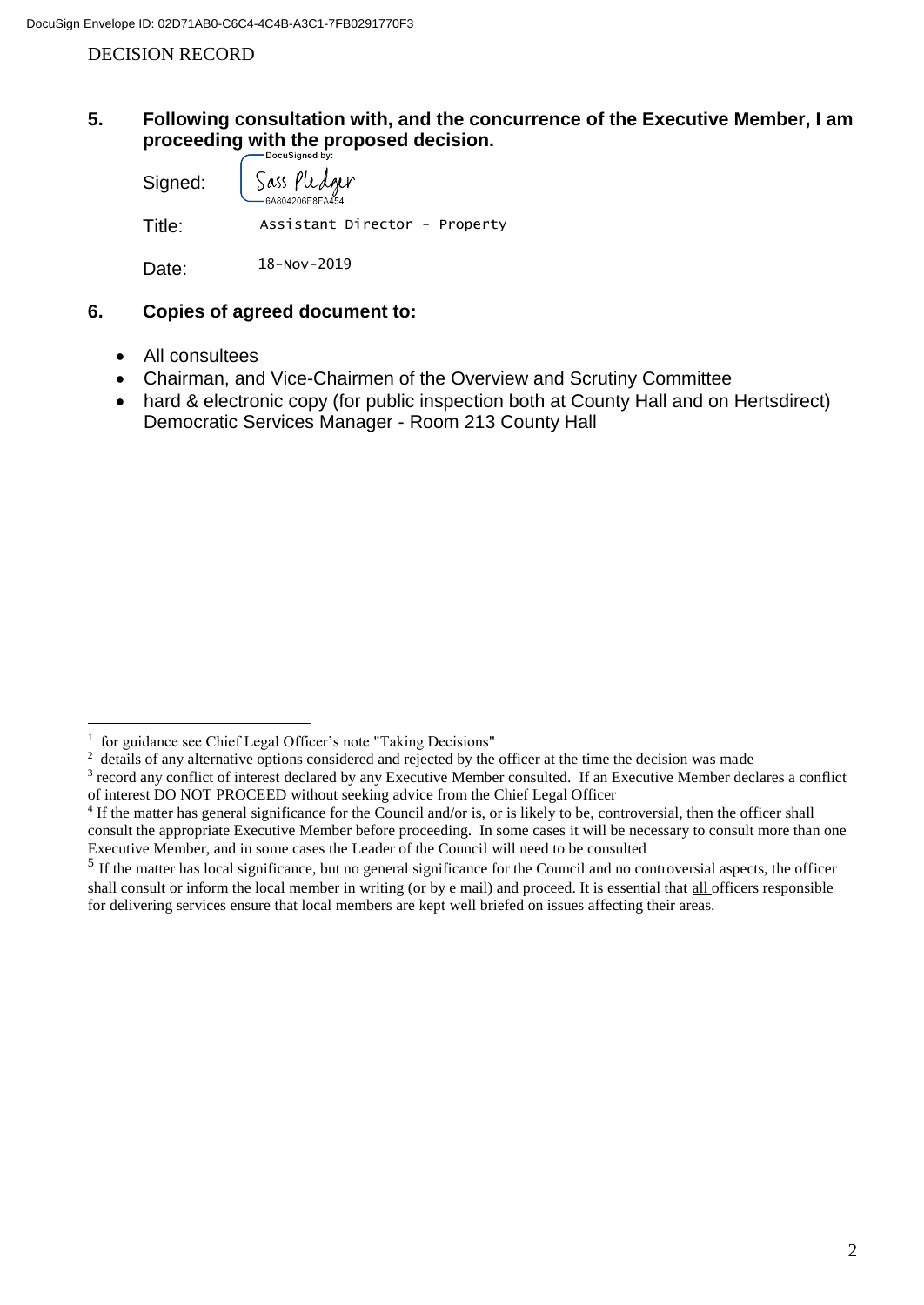DocuSign Envelope ID: 02D71AB0-C6C4-4C4B-A3C1-7FB0291770F3

DECISION RECORD

**5. Following consultation with, and the concurrence of the Executive Member, I am proceeding with the proposed decision.**

Signed: DocuSigned by: Sass Pledger 6A804206E8FA454...

Title: Assistant Director - Property

Date: 18-Nov-2019

**6. Copies of agreed document to:**

- All consultees
- Chairman, and Vice-Chairmen of the Overview and Scrutiny Committee
- hard & electronic copy (for public inspection both at County Hall and on Hertsdirect) Democratic Services Manager - Room 213 County Hall

---

[1] for guidance see Chief Legal Officer's note "Taking Decisions"

[2] details of any alternative options considered and rejected by the officer at the time the decision was made

[3] record any conflict of interest declared by any Executive Member consulted. If an Executive Member declares a conflict of interest DO NOT PROCEED without seeking advice from the Chief Legal Officer

[4] If the matter has general significance for the Council and/or is, or is likely to be, controversial, then the officer shall consult the appropriate Executive Member before proceeding. In some cases it will be necessary to consult more than one Executive Member, and in some cases the Leader of the Council will need to be consulted

[5] If the matter has local significance, but no general significance for the Council and no controversial aspects, the officer shall consult or inform the local member in writing (or by e mail) and proceed. It is essential that all officers responsible for delivering services ensure that local members are kept well briefed on issues affecting their areas.